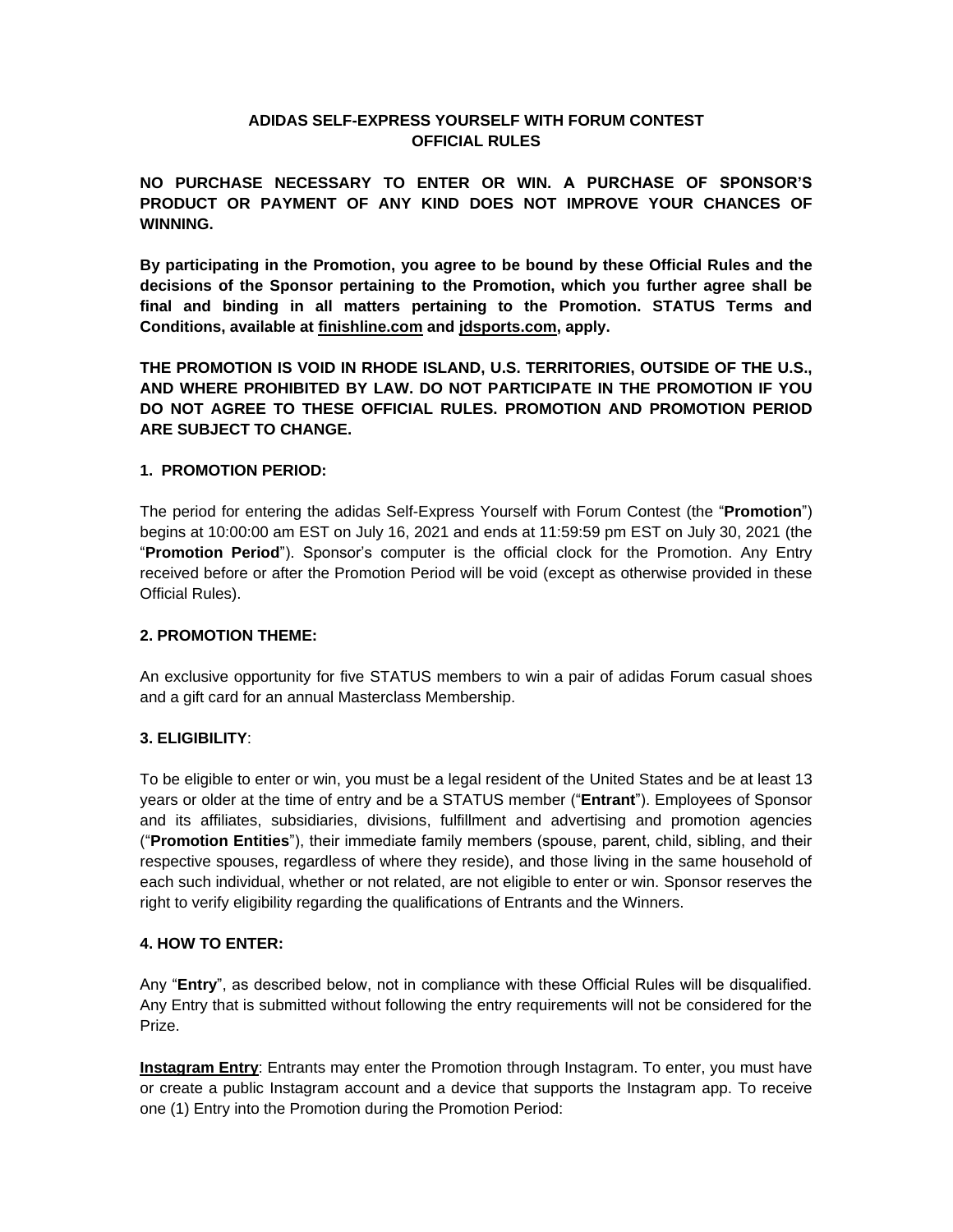# ADIDAS SELF-EXPRESS YOURSELF WITH FORUM CONTEST
# OFFICIAL RULES

**NO PURCHASE NECESSARY TO ENTER OR WIN. A PURCHASE OF SPONSOR'S PRODUCT OR PAYMENT OF ANY KIND DOES NOT IMPROVE YOUR CHANCES OF WINNING.**

**By participating in the Promotion, you agree to be bound by these Official Rules and the decisions of the Sponsor pertaining to the Promotion, which you further agree shall be final and binding in all matters pertaining to the Promotion. STATUS Terms and Conditions, available at finishline.com and jdsports.com, apply.**

**THE PROMOTION IS VOID IN RHODE ISLAND, U.S. TERRITORIES, OUTSIDE OF THE U.S., AND WHERE PROHIBITED BY LAW. DO NOT PARTICIPATE IN THE PROMOTION IF YOU DO NOT AGREE TO THESE OFFICIAL RULES. PROMOTION AND PROMOTION PERIOD ARE SUBJECT TO CHANGE.**

## 1. PROMOTION PERIOD:

The period for entering the adidas Self-Express Yourself with Forum Contest (the "**Promotion**") begins at 10:00:00 am EST on July 16, 2021 and ends at 11:59:59 pm EST on July 30, 2021 (the "**Promotion Period**"). Sponsor's computer is the official clock for the Promotion. Any Entry received before or after the Promotion Period will be void (except as otherwise provided in these Official Rules).

## 2. PROMOTION THEME:

An exclusive opportunity for five STATUS members to win a pair of adidas Forum casual shoes and a gift card for an annual Masterclass Membership.

## 3. ELIGIBILITY:

To be eligible to enter or win, you must be a legal resident of the United States and be at least 13 years or older at the time of entry and be a STATUS member ("**Entrant**"). Employees of Sponsor and its affiliates, subsidiaries, divisions, fulfillment and advertising and promotion agencies ("**Promotion Entities**"), their immediate family members (spouse, parent, child, sibling, and their respective spouses, regardless of where they reside), and those living in the same household of each such individual, whether or not related, are not eligible to enter or win. Sponsor reserves the right to verify eligibility regarding the qualifications of Entrants and the Winners.

## 4. HOW TO ENTER:

Any "**Entry**", as described below, not in compliance with these Official Rules will be disqualified. Any Entry that is submitted without following the entry requirements will not be considered for the Prize.

**Instagram Entry**: Entrants may enter the Promotion through Instagram. To enter, you must have or create a public Instagram account and a device that supports the Instagram app. To receive one (1) Entry into the Promotion during the Promotion Period: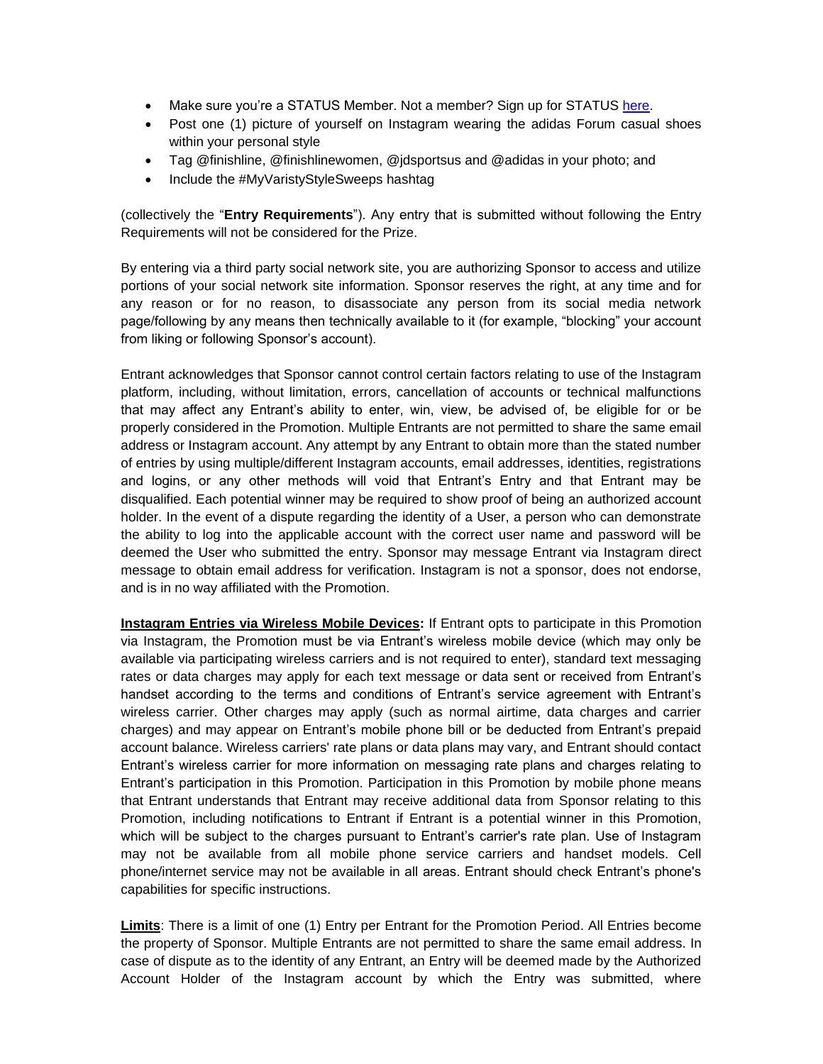- Make sure you're a STATUS Member. Not a member? Sign up for STATUS [here](#).
- Post one (1) picture of yourself on Instagram wearing the adidas Forum casual shoes within your personal style
- Tag @finishline, @finishlinewomen, @jdsportsus and @adidas in your photo; and
- Include the #MyVaristyStyleSweeps hashtag

(collectively the "**Entry Requirements**"). Any entry that is submitted without following the Entry Requirements will not be considered for the Prize.

By entering via a third party social network site, you are authorizing Sponsor to access and utilize portions of your social network site information. Sponsor reserves the right, at any time and for any reason or for no reason, to disassociate any person from its social media network page/following by any means then technically available to it (for example, "blocking" your account from liking or following Sponsor's account).

Entrant acknowledges that Sponsor cannot control certain factors relating to use of the Instagram platform, including, without limitation, errors, cancellation of accounts or technical malfunctions that may affect any Entrant's ability to enter, win, view, be advised of, be eligible for or be properly considered in the Promotion. Multiple Entrants are not permitted to share the same email address or Instagram account. Any attempt by any Entrant to obtain more than the stated number of entries by using multiple/different Instagram accounts, email addresses, identities, registrations and logins, or any other methods will void that Entrant's Entry and that Entrant may be disqualified. Each potential winner may be required to show proof of being an authorized account holder. In the event of a dispute regarding the identity of a User, a person who can demonstrate the ability to log into the applicable account with the correct user name and password will be deemed the User who submitted the entry. Sponsor may message Entrant via Instagram direct message to obtain email address for verification. Instagram is not a sponsor, does not endorse, and is in no way affiliated with the Promotion.

**Instagram Entries via Wireless Mobile Devices:** If Entrant opts to participate in this Promotion via Instagram, the Promotion must be via Entrant's wireless mobile device (which may only be available via participating wireless carriers and is not required to enter), standard text messaging rates or data charges may apply for each text message or data sent or received from Entrant's handset according to the terms and conditions of Entrant's service agreement with Entrant's wireless carrier. Other charges may apply (such as normal airtime, data charges and carrier charges) and may appear on Entrant's mobile phone bill or be deducted from Entrant's prepaid account balance. Wireless carriers' rate plans or data plans may vary, and Entrant should contact Entrant's wireless carrier for more information on messaging rate plans and charges relating to Entrant's participation in this Promotion. Participation in this Promotion by mobile phone means that Entrant understands that Entrant may receive additional data from Sponsor relating to this Promotion, including notifications to Entrant if Entrant is a potential winner in this Promotion, which will be subject to the charges pursuant to Entrant's carrier's rate plan. Use of Instagram may not be available from all mobile phone service carriers and handset models. Cell phone/internet service may not be available in all areas. Entrant should check Entrant's phone's capabilities for specific instructions.

**Limits**: There is a limit of one (1) Entry per Entrant for the Promotion Period. All Entries become the property of Sponsor. Multiple Entrants are not permitted to share the same email address. In case of dispute as to the identity of any Entrant, an Entry will be deemed made by the Authorized Account Holder of the Instagram account by which the Entry was submitted, where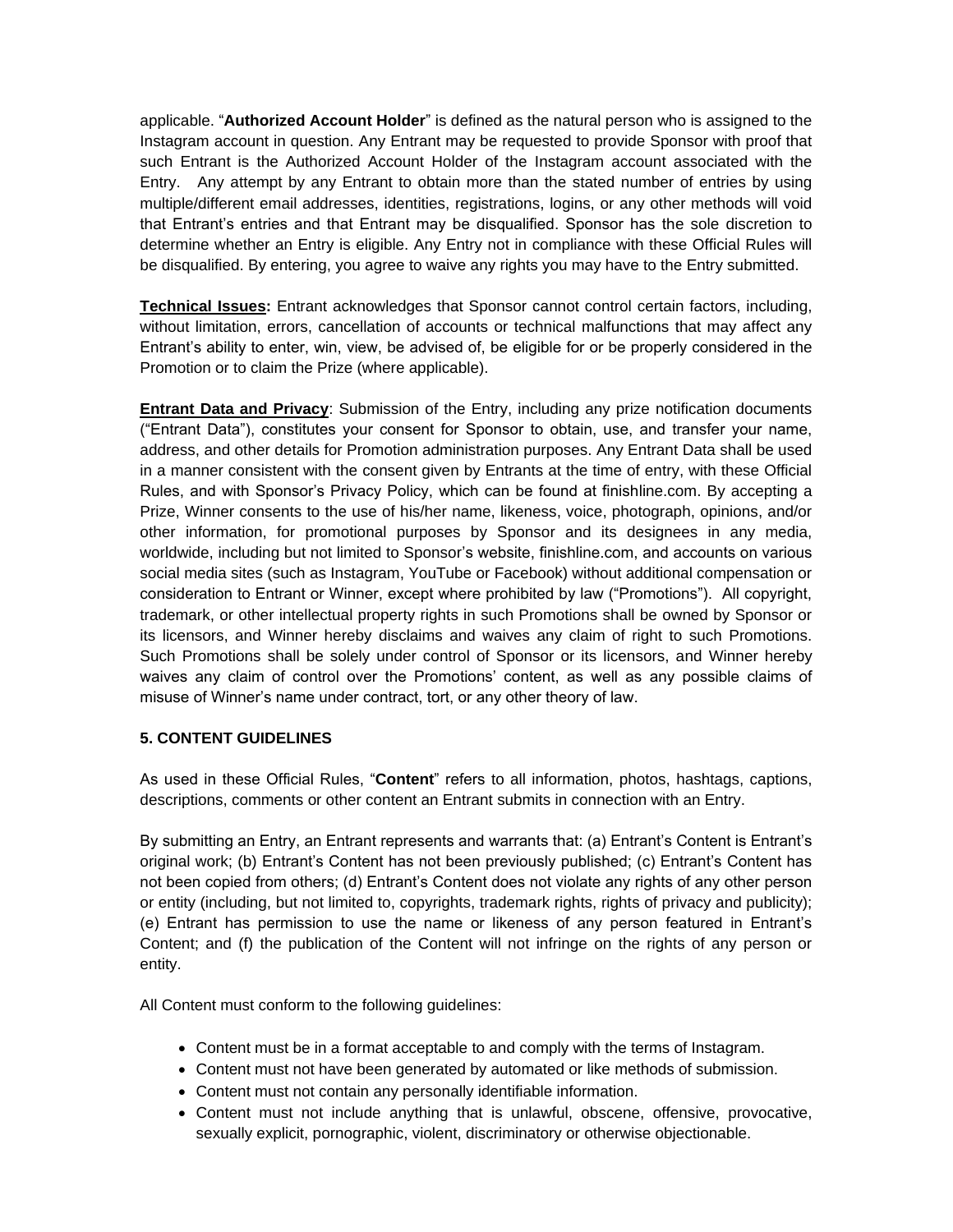applicable. "**Authorized Account Holder**" is defined as the natural person who is assigned to the Instagram account in question. Any Entrant may be requested to provide Sponsor with proof that such Entrant is the Authorized Account Holder of the Instagram account associated with the Entry. Any attempt by any Entrant to obtain more than the stated number of entries by using multiple/different email addresses, identities, registrations, logins, or any other methods will void that Entrant's entries and that Entrant may be disqualified. Sponsor has the sole discretion to determine whether an Entry is eligible. Any Entry not in compliance with these Official Rules will be disqualified. By entering, you agree to waive any rights you may have to the Entry submitted.

**Technical Issues:** Entrant acknowledges that Sponsor cannot control certain factors, including, without limitation, errors, cancellation of accounts or technical malfunctions that may affect any Entrant's ability to enter, win, view, be advised of, be eligible for or be properly considered in the Promotion or to claim the Prize (where applicable).

**Entrant Data and Privacy**: Submission of the Entry, including any prize notification documents ("Entrant Data"), constitutes your consent for Sponsor to obtain, use, and transfer your name, address, and other details for Promotion administration purposes. Any Entrant Data shall be used in a manner consistent with the consent given by Entrants at the time of entry, with these Official Rules, and with Sponsor's Privacy Policy, which can be found at finishline.com. By accepting a Prize, Winner consents to the use of his/her name, likeness, voice, photograph, opinions, and/or other information, for promotional purposes by Sponsor and its designees in any media, worldwide, including but not limited to Sponsor's website, finishline.com, and accounts on various social media sites (such as Instagram, YouTube or Facebook) without additional compensation or consideration to Entrant or Winner, except where prohibited by law ("Promotions"). All copyright, trademark, or other intellectual property rights in such Promotions shall be owned by Sponsor or its licensors, and Winner hereby disclaims and waives any claim of right to such Promotions. Such Promotions shall be solely under control of Sponsor or its licensors, and Winner hereby waives any claim of control over the Promotions' content, as well as any possible claims of misuse of Winner's name under contract, tort, or any other theory of law.

**5. CONTENT GUIDELINES**

As used in these Official Rules, "**Content**" refers to all information, photos, hashtags, captions, descriptions, comments or other content an Entrant submits in connection with an Entry.

By submitting an Entry, an Entrant represents and warrants that: (a) Entrant's Content is Entrant's original work; (b) Entrant's Content has not been previously published; (c) Entrant's Content has not been copied from others; (d) Entrant's Content does not violate any rights of any other person or entity (including, but not limited to, copyrights, trademark rights, rights of privacy and publicity); (e) Entrant has permission to use the name or likeness of any person featured in Entrant's Content; and (f) the publication of the Content will not infringe on the rights of any person or entity.

All Content must conform to the following guidelines:

- Content must be in a format acceptable to and comply with the terms of Instagram.
- Content must not have been generated by automated or like methods of submission.
- Content must not contain any personally identifiable information.
- Content must not include anything that is unlawful, obscene, offensive, provocative, sexually explicit, pornographic, violent, discriminatory or otherwise objectionable.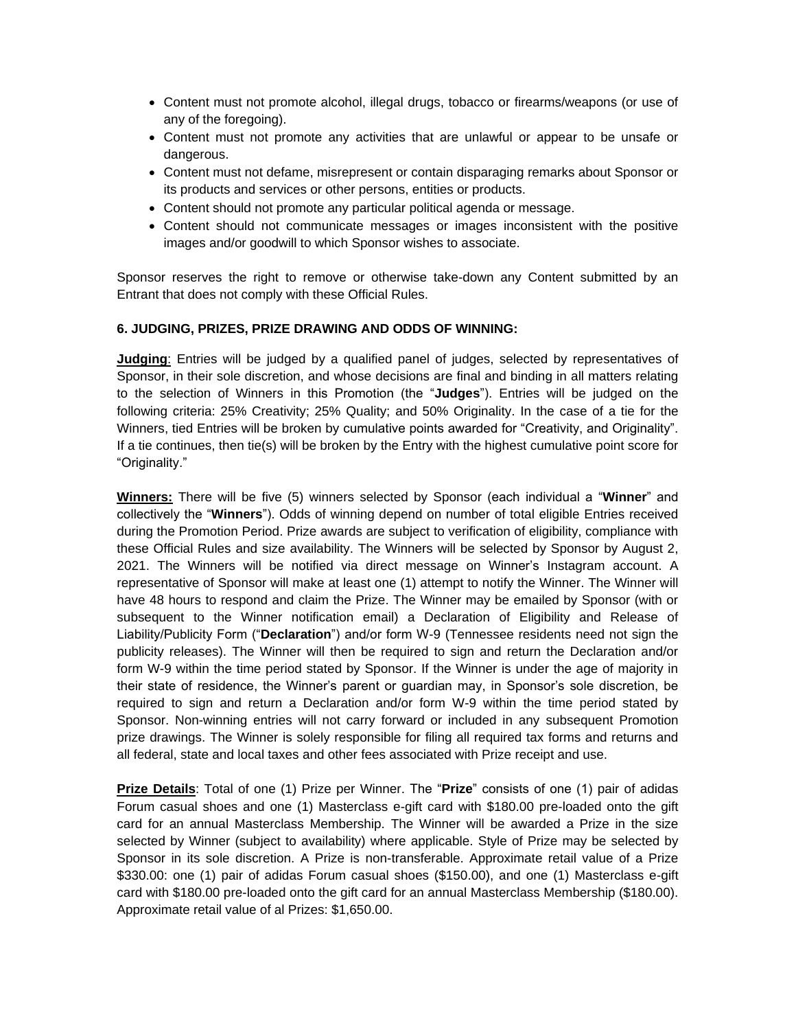- Content must not promote alcohol, illegal drugs, tobacco or firearms/weapons (or use of any of the foregoing).
- Content must not promote any activities that are unlawful or appear to be unsafe or dangerous.
- Content must not defame, misrepresent or contain disparaging remarks about Sponsor or its products and services or other persons, entities or products.
- Content should not promote any particular political agenda or message.
- Content should not communicate messages or images inconsistent with the positive images and/or goodwill to which Sponsor wishes to associate.

Sponsor reserves the right to remove or otherwise take-down any Content submitted by an Entrant that does not comply with these Official Rules.

**6. JUDGING, PRIZES, PRIZE DRAWING AND ODDS OF WINNING:**

**Judging**: Entries will be judged by a qualified panel of judges, selected by representatives of Sponsor, in their sole discretion, and whose decisions are final and binding in all matters relating to the selection of Winners in this Promotion (the "**Judges**"). Entries will be judged on the following criteria: 25% Creativity; 25% Quality; and 50% Originality. In the case of a tie for the Winners, tied Entries will be broken by cumulative points awarded for "Creativity, and Originality". If a tie continues, then tie(s) will be broken by the Entry with the highest cumulative point score for "Originality."

**Winners:** There will be five (5) winners selected by Sponsor (each individual a "**Winner**" and collectively the "**Winners**"). Odds of winning depend on number of total eligible Entries received during the Promotion Period. Prize awards are subject to verification of eligibility, compliance with these Official Rules and size availability. The Winners will be selected by Sponsor by August 2, 2021. The Winners will be notified via direct message on Winner's Instagram account. A representative of Sponsor will make at least one (1) attempt to notify the Winner. The Winner will have 48 hours to respond and claim the Prize. The Winner may be emailed by Sponsor (with or subsequent to the Winner notification email) a Declaration of Eligibility and Release of Liability/Publicity Form ("**Declaration**") and/or form W-9 (Tennessee residents need not sign the publicity releases). The Winner will then be required to sign and return the Declaration and/or form W-9 within the time period stated by Sponsor. If the Winner is under the age of majority in their state of residence, the Winner's parent or guardian may, in Sponsor's sole discretion, be required to sign and return a Declaration and/or form W-9 within the time period stated by Sponsor. Non-winning entries will not carry forward or included in any subsequent Promotion prize drawings. The Winner is solely responsible for filing all required tax forms and returns and all federal, state and local taxes and other fees associated with Prize receipt and use.

**Prize Details**: Total of one (1) Prize per Winner. The "**Prize**" consists of one (1) pair of adidas Forum casual shoes and one (1) Masterclass e-gift card with $180.00 pre-loaded onto the gift card for an annual Masterclass Membership. The Winner will be awarded a Prize in the size selected by Winner (subject to availability) where applicable. Style of Prize may be selected by Sponsor in its sole discretion. A Prize is non-transferable. Approximate retail value of a Prize $330.00: one (1) pair of adidas Forum casual shoes ($150.00), and one (1) Masterclass e-gift card with $180.00 pre-loaded onto the gift card for an annual Masterclass Membership ($180.00). Approximate retail value of al Prizes: $1,650.00.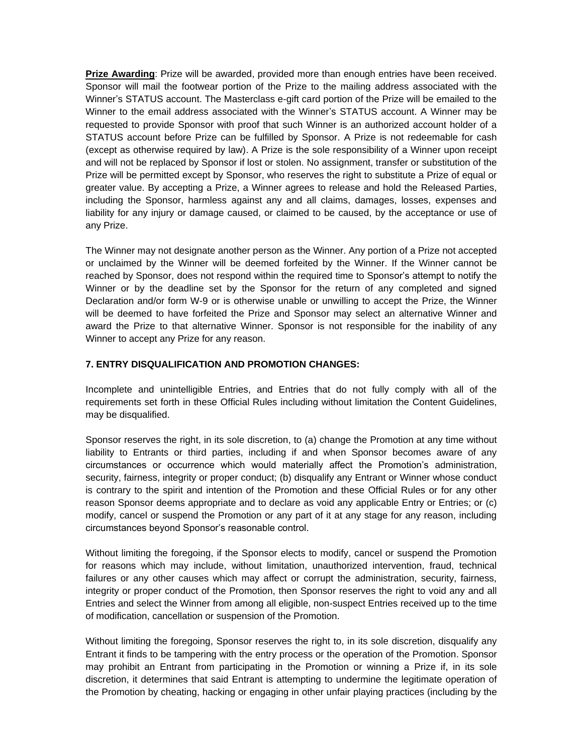**Prize Awarding**: Prize will be awarded, provided more than enough entries have been received. Sponsor will mail the footwear portion of the Prize to the mailing address associated with the Winner's STATUS account. The Masterclass e-gift card portion of the Prize will be emailed to the Winner to the email address associated with the Winner's STATUS account. A Winner may be requested to provide Sponsor with proof that such Winner is an authorized account holder of a STATUS account before Prize can be fulfilled by Sponsor. A Prize is not redeemable for cash (except as otherwise required by law). A Prize is the sole responsibility of a Winner upon receipt and will not be replaced by Sponsor if lost or stolen. No assignment, transfer or substitution of the Prize will be permitted except by Sponsor, who reserves the right to substitute a Prize of equal or greater value. By accepting a Prize, a Winner agrees to release and hold the Released Parties, including the Sponsor, harmless against any and all claims, damages, losses, expenses and liability for any injury or damage caused, or claimed to be caused, by the acceptance or use of any Prize.

The Winner may not designate another person as the Winner. Any portion of a Prize not accepted or unclaimed by the Winner will be deemed forfeited by the Winner. If the Winner cannot be reached by Sponsor, does not respond within the required time to Sponsor's attempt to notify the Winner or by the deadline set by the Sponsor for the return of any completed and signed Declaration and/or form W-9 or is otherwise unable or unwilling to accept the Prize, the Winner will be deemed to have forfeited the Prize and Sponsor may select an alternative Winner and award the Prize to that alternative Winner. Sponsor is not responsible for the inability of any Winner to accept any Prize for any reason.

**7. ENTRY DISQUALIFICATION AND PROMOTION CHANGES:**

Incomplete and unintelligible Entries, and Entries that do not fully comply with all of the requirements set forth in these Official Rules including without limitation the Content Guidelines, may be disqualified.

Sponsor reserves the right, in its sole discretion, to (a) change the Promotion at any time without liability to Entrants or third parties, including if and when Sponsor becomes aware of any circumstances or occurrence which would materially affect the Promotion's administration, security, fairness, integrity or proper conduct; (b) disqualify any Entrant or Winner whose conduct is contrary to the spirit and intention of the Promotion and these Official Rules or for any other reason Sponsor deems appropriate and to declare as void any applicable Entry or Entries; or (c) modify, cancel or suspend the Promotion or any part of it at any stage for any reason, including circumstances beyond Sponsor's reasonable control.

Without limiting the foregoing, if the Sponsor elects to modify, cancel or suspend the Promotion for reasons which may include, without limitation, unauthorized intervention, fraud, technical failures or any other causes which may affect or corrupt the administration, security, fairness, integrity or proper conduct of the Promotion, then Sponsor reserves the right to void any and all Entries and select the Winner from among all eligible, non-suspect Entries received up to the time of modification, cancellation or suspension of the Promotion.

Without limiting the foregoing, Sponsor reserves the right to, in its sole discretion, disqualify any Entrant it finds to be tampering with the entry process or the operation of the Promotion. Sponsor may prohibit an Entrant from participating in the Promotion or winning a Prize if, in its sole discretion, it determines that said Entrant is attempting to undermine the legitimate operation of the Promotion by cheating, hacking or engaging in other unfair playing practices (including by the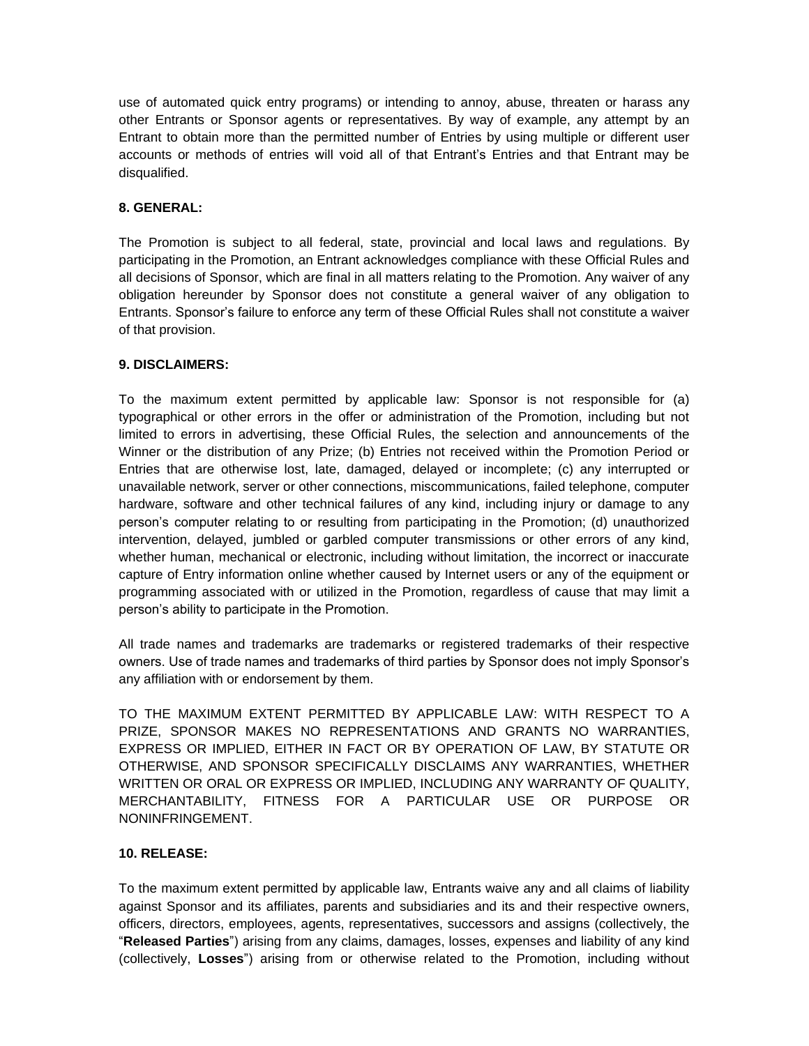use of automated quick entry programs) or intending to annoy, abuse, threaten or harass any other Entrants or Sponsor agents or representatives. By way of example, any attempt by an Entrant to obtain more than the permitted number of Entries by using multiple or different user accounts or methods of entries will void all of that Entrant's Entries and that Entrant may be disqualified.

**8. GENERAL:**

The Promotion is subject to all federal, state, provincial and local laws and regulations. By participating in the Promotion, an Entrant acknowledges compliance with these Official Rules and all decisions of Sponsor, which are final in all matters relating to the Promotion. Any waiver of any obligation hereunder by Sponsor does not constitute a general waiver of any obligation to Entrants. Sponsor's failure to enforce any term of these Official Rules shall not constitute a waiver of that provision.

**9. DISCLAIMERS:**

To the maximum extent permitted by applicable law: Sponsor is not responsible for (a) typographical or other errors in the offer or administration of the Promotion, including but not limited to errors in advertising, these Official Rules, the selection and announcements of the Winner or the distribution of any Prize; (b) Entries not received within the Promotion Period or Entries that are otherwise lost, late, damaged, delayed or incomplete; (c) any interrupted or unavailable network, server or other connections, miscommunications, failed telephone, computer hardware, software and other technical failures of any kind, including injury or damage to any person's computer relating to or resulting from participating in the Promotion; (d) unauthorized intervention, delayed, jumbled or garbled computer transmissions or other errors of any kind, whether human, mechanical or electronic, including without limitation, the incorrect or inaccurate capture of Entry information online whether caused by Internet users or any of the equipment or programming associated with or utilized in the Promotion, regardless of cause that may limit a person's ability to participate in the Promotion.

All trade names and trademarks are trademarks or registered trademarks of their respective owners. Use of trade names and trademarks of third parties by Sponsor does not imply Sponsor's any affiliation with or endorsement by them.

TO THE MAXIMUM EXTENT PERMITTED BY APPLICABLE LAW: WITH RESPECT TO A PRIZE, SPONSOR MAKES NO REPRESENTATIONS AND GRANTS NO WARRANTIES, EXPRESS OR IMPLIED, EITHER IN FACT OR BY OPERATION OF LAW, BY STATUTE OR OTHERWISE, AND SPONSOR SPECIFICALLY DISCLAIMS ANY WARRANTIES, WHETHER WRITTEN OR ORAL OR EXPRESS OR IMPLIED, INCLUDING ANY WARRANTY OF QUALITY, MERCHANTABILITY, FITNESS FOR A PARTICULAR USE OR PURPOSE OR NONINFRINGEMENT.

**10. RELEASE:**

To the maximum extent permitted by applicable law, Entrants waive any and all claims of liability against Sponsor and its affiliates, parents and subsidiaries and its and their respective owners, officers, directors, employees, agents, representatives, successors and assigns (collectively, the "**Released Parties**") arising from any claims, damages, losses, expenses and liability of any kind (collectively, **Losses**") arising from or otherwise related to the Promotion, including without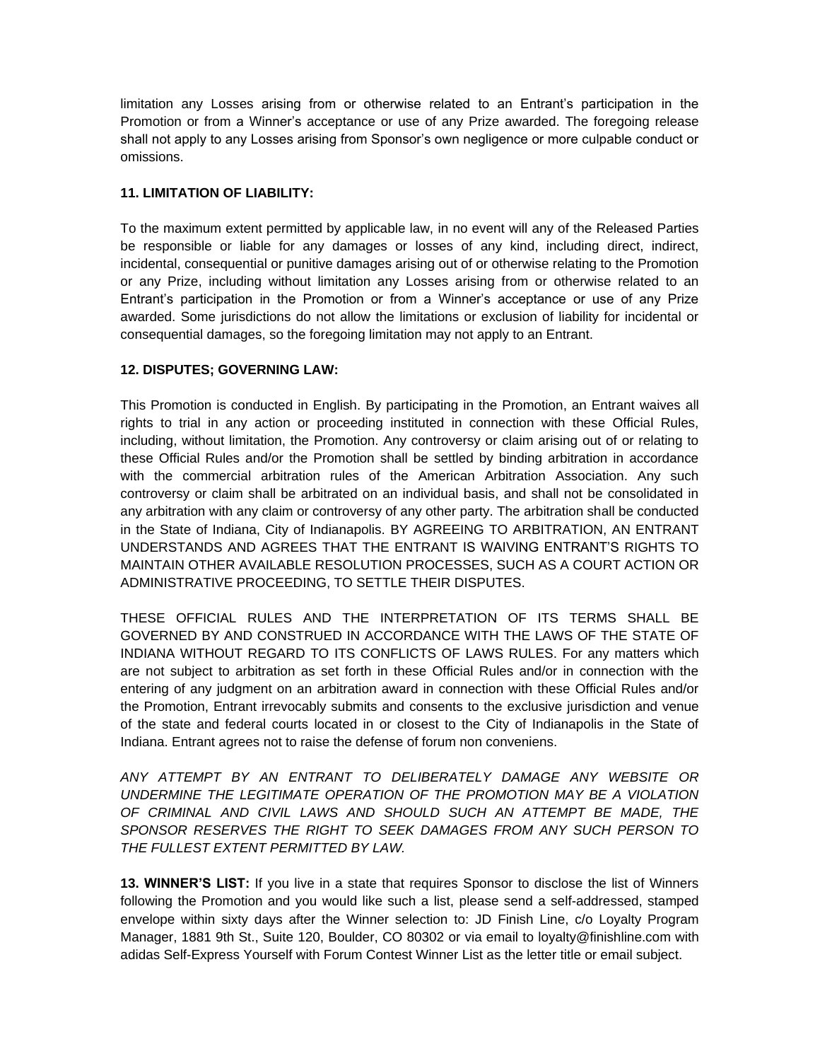limitation any Losses arising from or otherwise related to an Entrant's participation in the Promotion or from a Winner's acceptance or use of any Prize awarded. The foregoing release shall not apply to any Losses arising from Sponsor's own negligence or more culpable conduct or omissions.

**11. LIMITATION OF LIABILITY:**

To the maximum extent permitted by applicable law, in no event will any of the Released Parties be responsible or liable for any damages or losses of any kind, including direct, indirect, incidental, consequential or punitive damages arising out of or otherwise relating to the Promotion or any Prize, including without limitation any Losses arising from or otherwise related to an Entrant's participation in the Promotion or from a Winner's acceptance or use of any Prize awarded. Some jurisdictions do not allow the limitations or exclusion of liability for incidental or consequential damages, so the foregoing limitation may not apply to an Entrant.

**12. DISPUTES; GOVERNING LAW:**

This Promotion is conducted in English. By participating in the Promotion, an Entrant waives all rights to trial in any action or proceeding instituted in connection with these Official Rules, including, without limitation, the Promotion. Any controversy or claim arising out of or relating to these Official Rules and/or the Promotion shall be settled by binding arbitration in accordance with the commercial arbitration rules of the American Arbitration Association. Any such controversy or claim shall be arbitrated on an individual basis, and shall not be consolidated in any arbitration with any claim or controversy of any other party. The arbitration shall be conducted in the State of Indiana, City of Indianapolis. BY AGREEING TO ARBITRATION, AN ENTRANT UNDERSTANDS AND AGREES THAT THE ENTRANT IS WAIVING ENTRANT'S RIGHTS TO MAINTAIN OTHER AVAILABLE RESOLUTION PROCESSES, SUCH AS A COURT ACTION OR ADMINISTRATIVE PROCEEDING, TO SETTLE THEIR DISPUTES.

THESE OFFICIAL RULES AND THE INTERPRETATION OF ITS TERMS SHALL BE GOVERNED BY AND CONSTRUED IN ACCORDANCE WITH THE LAWS OF THE STATE OF INDIANA WITHOUT REGARD TO ITS CONFLICTS OF LAWS RULES. For any matters which are not subject to arbitration as set forth in these Official Rules and/or in connection with the entering of any judgment on an arbitration award in connection with these Official Rules and/or the Promotion, Entrant irrevocably submits and consents to the exclusive jurisdiction and venue of the state and federal courts located in or closest to the City of Indianapolis in the State of Indiana. Entrant agrees not to raise the defense of forum non conveniens.

*ANY ATTEMPT BY AN ENTRANT TO DELIBERATELY DAMAGE ANY WEBSITE OR UNDERMINE THE LEGITIMATE OPERATION OF THE PROMOTION MAY BE A VIOLATION OF CRIMINAL AND CIVIL LAWS AND SHOULD SUCH AN ATTEMPT BE MADE, THE SPONSOR RESERVES THE RIGHT TO SEEK DAMAGES FROM ANY SUCH PERSON TO THE FULLEST EXTENT PERMITTED BY LAW.*

**13. WINNER'S LIST:** If you live in a state that requires Sponsor to disclose the list of Winners following the Promotion and you would like such a list, please send a self-addressed, stamped envelope within sixty days after the Winner selection to: JD Finish Line, c/o Loyalty Program Manager, 1881 9th St., Suite 120, Boulder, CO 80302 or via email to loyalty@finishline.com with adidas Self-Express Yourself with Forum Contest Winner List as the letter title or email subject.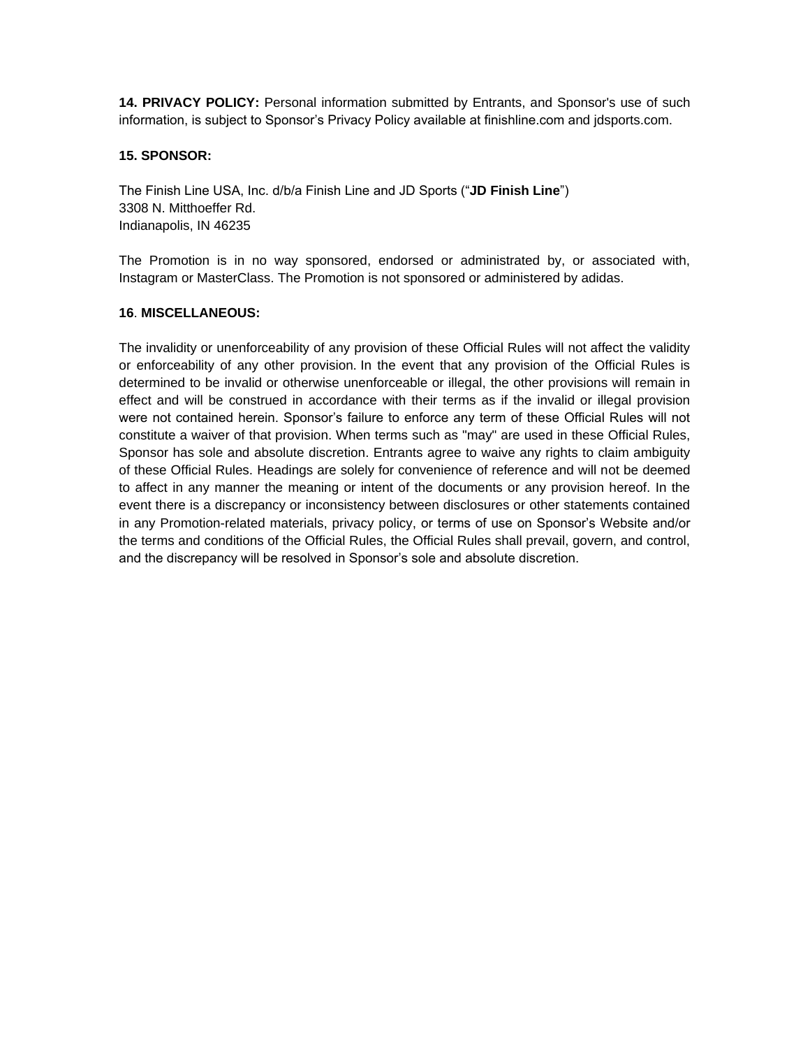**14. PRIVACY POLICY:** Personal information submitted by Entrants, and Sponsor's use of such information, is subject to Sponsor's Privacy Policy available at finishline.com and jdsports.com.

**15. SPONSOR:**

The Finish Line USA, Inc. d/b/a Finish Line and JD Sports ("**JD Finish Line**")
3308 N. Mitthoeffer Rd.
Indianapolis, IN 46235

The Promotion is in no way sponsored, endorsed or administrated by, or associated with, Instagram or MasterClass. The Promotion is not sponsored or administered by adidas.

**16**. **MISCELLANEOUS:**

The invalidity or unenforceability of any provision of these Official Rules will not affect the validity or enforceability of any other provision. In the event that any provision of the Official Rules is determined to be invalid or otherwise unenforceable or illegal, the other provisions will remain in effect and will be construed in accordance with their terms as if the invalid or illegal provision were not contained herein. Sponsor's failure to enforce any term of these Official Rules will not constitute a waiver of that provision. When terms such as "may" are used in these Official Rules, Sponsor has sole and absolute discretion. Entrants agree to waive any rights to claim ambiguity of these Official Rules. Headings are solely for convenience of reference and will not be deemed to affect in any manner the meaning or intent of the documents or any provision hereof. In the event there is a discrepancy or inconsistency between disclosures or other statements contained in any Promotion-related materials, privacy policy, or terms of use on Sponsor's Website and/or the terms and conditions of the Official Rules, the Official Rules shall prevail, govern, and control, and the discrepancy will be resolved in Sponsor's sole and absolute discretion.